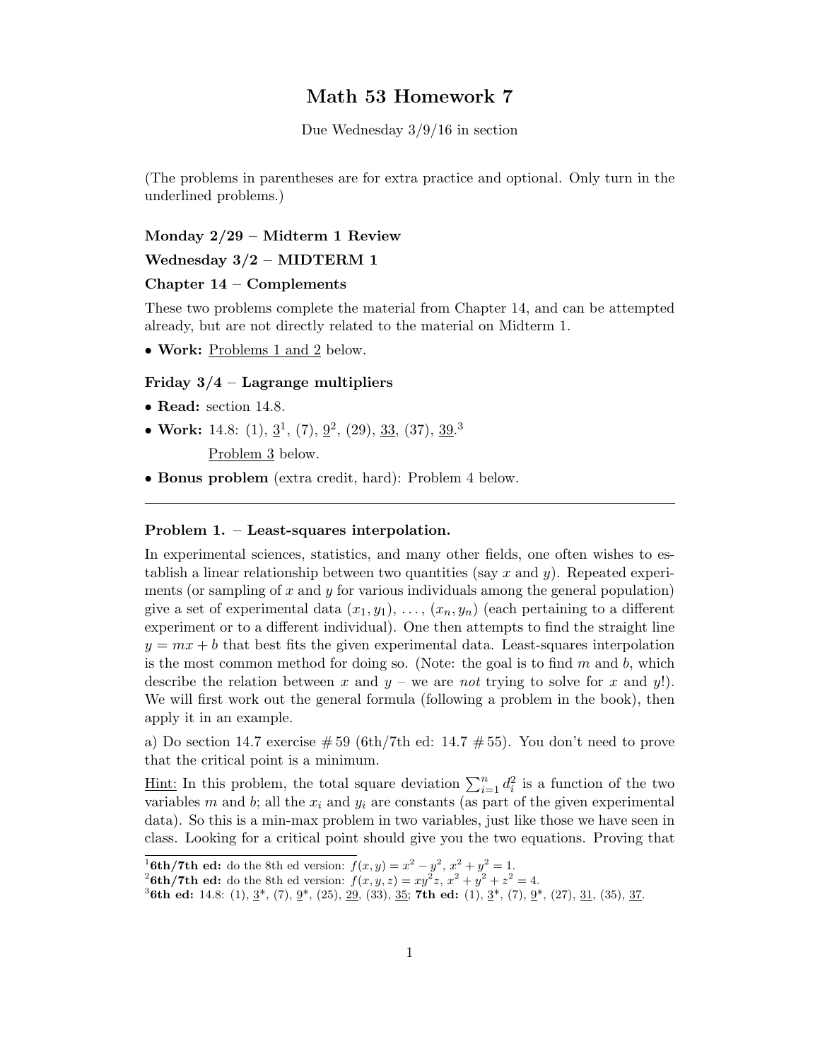# Math 53 Homework 7

Due Wednesday 3/9/16 in section

(The problems in parentheses are for extra practice and optional. Only turn in the underlined problems.)

**Monday 2/29 – Midterm 1 Review**

**Wednesday 3/2 – MIDTERM 1**

**Chapter 14 – Complements**

These two problems complete the material from Chapter 14, and can be attempted already, but are not directly related to the material on Midterm 1.

- **Work:** <u>Problems 1 and 2</u> below.

**Friday 3/4 – Lagrange multipliers**

- **Read:** section 14.8.
- **Work:** 14.8: (1), <u>3</u>[1], (7), <u>9</u>[2], (29), <u>33</u>, (37), <u>39</u>.[3]

  <u>Problem 3</u> below.
- **Bonus problem** (extra credit, hard): Problem 4 below.

---

**Problem 1. – Least-squares interpolation.**

In experimental sciences, statistics, and many other fields, one often wishes to establish a linear relationship between two quantities (say $x$ and $y$). Repeated experiments (or sampling of $x$ and $y$ for various individuals among the general population) give a set of experimental data $(x_1, y_1), \ldots, (x_n, y_n)$ (each pertaining to a different experiment or to a different individual). One then attempts to find the straight line $y = mx + b$ that best fits the given experimental data. Least-squares interpolation is the most common method for doing so. (Note: the goal is to find $m$ and $b$, which describe the relation between $x$ and $y$ – we are *not* trying to solve for $x$ and $y$!). We will first work out the general formula (following a problem in the book), then apply it in an example.

a) Do section 14.7 exercise # 59 (6th/7th ed: 14.7 # 55). You don't need to prove that the critical point is a minimum.

<u>Hint:</u> In this problem, the total square deviation $\sum_{i=1}^{n} d_i^2$ is a function of the two variables $m$ and $b$; all the $x_i$ and $y_i$ are constants (as part of the given experimental data). So this is a min-max problem in two variables, just like those we have seen in class. Looking for a critical point should give you the two equations. Proving that

---

[1] **6th/7th ed:** do the 8th ed version: $f(x, y) = x^2 - y^2$, $x^2 + y^2 = 1$.

[2] **6th/7th ed:** do the 8th ed version: $f(x, y, z) = xy^2z$, $x^2 + y^2 + z^2 = 4$.

[3] **6th ed:** 14.8: (1), <u>3</u>*, (7), <u>9</u>*, (25), <u>29</u>, (33), <u>35</u>; **7th ed:** (1), <u>3</u>*, (7), <u>9</u>*, (27), <u>31</u>, (35), <u>37</u>.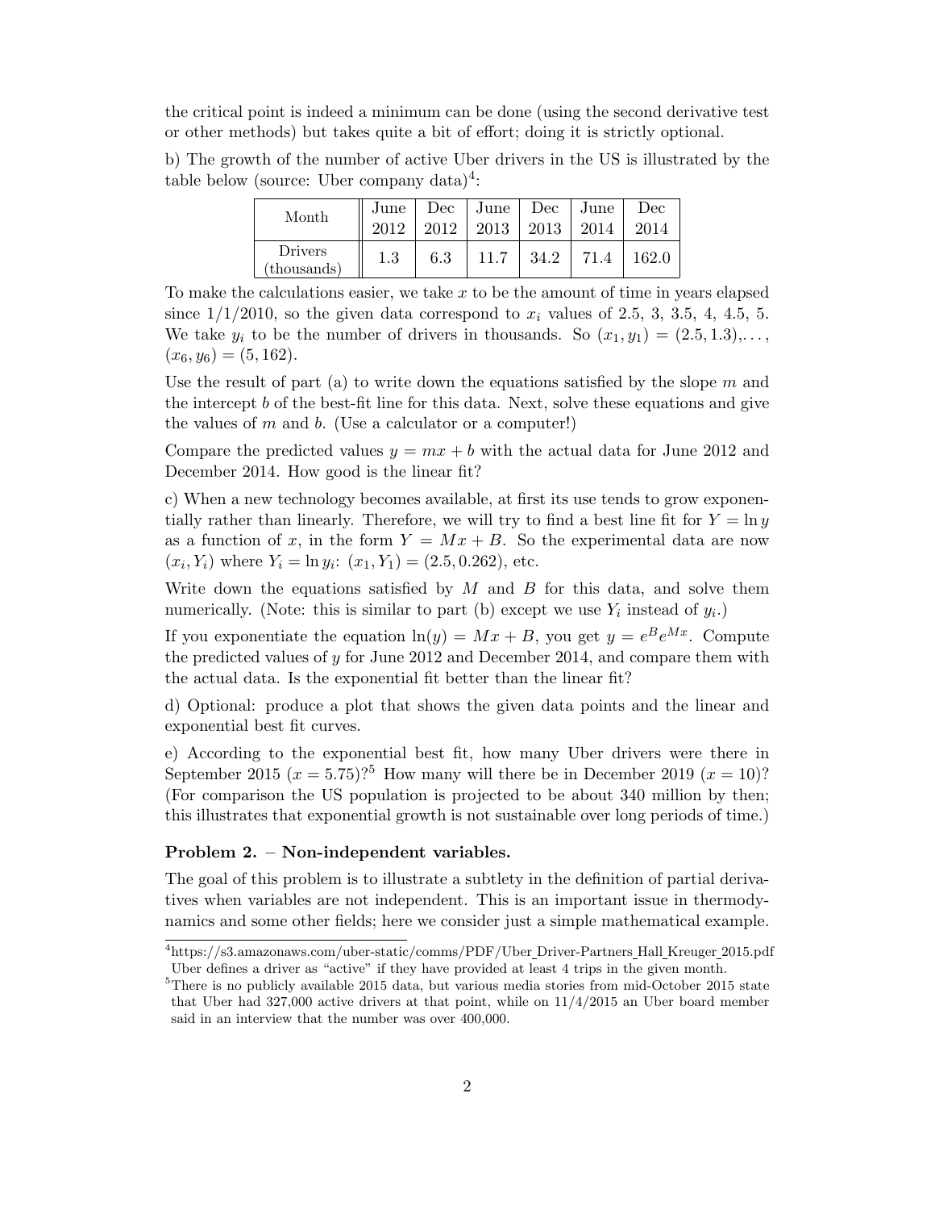the critical point is indeed a minimum can be done (using the second derivative test or other methods) but takes quite a bit of effort; doing it is strictly optional.

b) The growth of the number of active Uber drivers in the US is illustrated by the table below (source: Uber company data)[4]:

| Month | June 2012 | Dec 2012 | June 2013 | Dec 2013 | June 2014 | Dec 2014 |
|---|---|---|---|---|---|---|
| Drivers (thousands) | 1.3 | 6.3 | 11.7 | 34.2 | 71.4 | 162.0 |

To make the calculations easier, we take $x$ to be the amount of time in years elapsed since 1/1/2010, so the given data correspond to $x_i$ values of 2.5, 3, 3.5, 4, 4.5, 5. We take $y_i$ to be the number of drivers in thousands. So $(x_1, y_1) = (2.5, 1.3), \ldots, (x_6, y_6) = (5, 162)$.

Use the result of part (a) to write down the equations satisfied by the slope $m$ and the intercept $b$ of the best-fit line for this data. Next, solve these equations and give the values of $m$ and $b$. (Use a calculator or a computer!)

Compare the predicted values $y = mx + b$ with the actual data for June 2012 and December 2014. How good is the linear fit?

c) When a new technology becomes available, at first its use tends to grow exponentially rather than linearly. Therefore, we will try to find a best line fit for $Y = \ln y$ as a function of $x$, in the form $Y = Mx + B$. So the experimental data are now $(x_i, Y_i)$ where $Y_i = \ln y_i$: $(x_1, Y_1) = (2.5, 0.262)$, etc.

Write down the equations satisfied by $M$ and $B$ for this data, and solve them numerically. (Note: this is similar to part (b) except we use $Y_i$ instead of $y_i$.)

If you exponentiate the equation $\ln(y) = Mx + B$, you get $y = e^B e^{Mx}$. Compute the predicted values of $y$ for June 2012 and December 2014, and compare them with the actual data. Is the exponential fit better than the linear fit?

d) Optional: produce a plot that shows the given data points and the linear and exponential best fit curves.

e) According to the exponential best fit, how many Uber drivers were there in September 2015 ($x = 5.75$)?[5] How many will there be in December 2019 ($x = 10$)? (For comparison the US population is projected to be about 340 million by then; this illustrates that exponential growth is not sustainable over long periods of time.)

**Problem 2. – Non-independent variables.**

The goal of this problem is to illustrate a subtlety in the definition of partial derivatives when variables are not independent. This is an important issue in thermodynamics and some other fields; here we consider just a simple mathematical example.

---

[4] https://s3.amazonaws.com/uber-static/comms/PDF/Uber_Driver-Partners_Hall_Kreuger_2015.pdf Uber defines a driver as "active" if they have provided at least 4 trips in the given month.

[5] There is no publicly available 2015 data, but various media stories from mid-October 2015 state that Uber had 327,000 active drivers at that point, while on 11/4/2015 an Uber board member said in an interview that the number was over 400,000.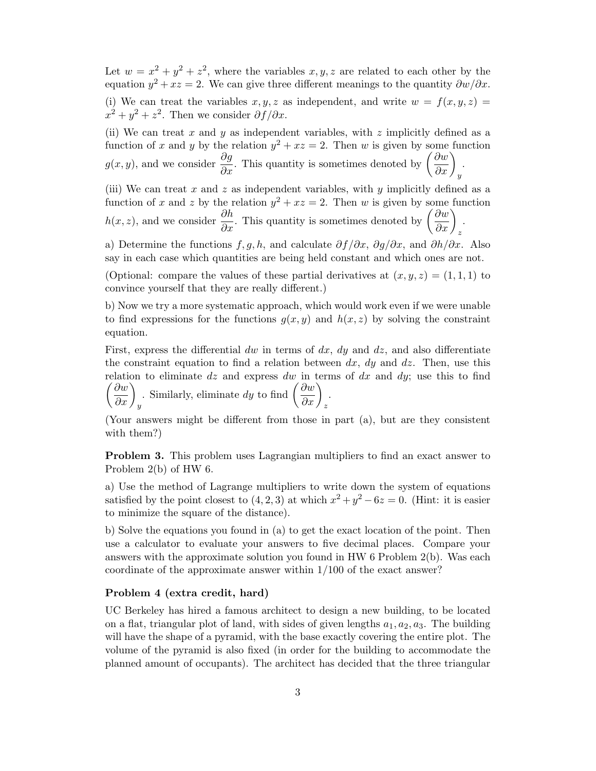Let $w = x^2 + y^2 + z^2$, where the variables $x, y, z$ are related to each other by the equation $y^2 + xz = 2$. We can give three different meanings to the quantity $\partial w/\partial x$.

(i) We can treat the variables $x, y, z$ as independent, and write $w = f(x, y, z) = x^2 + y^2 + z^2$. Then we consider $\partial f/\partial x$.

(ii) We can treat $x$ and $y$ as independent variables, with $z$ implicitly defined as a function of $x$ and $y$ by the relation $y^2 + xz = 2$. Then $w$ is given by some function $g(x, y)$, and we consider $\dfrac{\partial g}{\partial x}$. This quantity is sometimes denoted by $\left(\dfrac{\partial w}{\partial x}\right)_y$.

(iii) We can treat $x$ and $z$ as independent variables, with $y$ implicitly defined as a function of $x$ and $z$ by the relation $y^2 + xz = 2$. Then $w$ is given by some function $h(x, z)$, and we consider $\dfrac{\partial h}{\partial x}$. This quantity is sometimes denoted by $\left(\dfrac{\partial w}{\partial x}\right)_z$.

a) Determine the functions $f, g, h$, and calculate $\partial f/\partial x$, $\partial g/\partial x$, and $\partial h/\partial x$. Also say in each case which quantities are being held constant and which ones are not.

(Optional: compare the values of these partial derivatives at $(x, y, z) = (1, 1, 1)$ to convince yourself that they are really different.)

b) Now we try a more systematic approach, which would work even if we were unable to find expressions for the functions $g(x, y)$ and $h(x, z)$ by solving the constraint equation.

First, express the differential $dw$ in terms of $dx$, $dy$ and $dz$, and also differentiate the constraint equation to find a relation between $dx$, $dy$ and $dz$. Then, use this relation to eliminate $dz$ and express $dw$ in terms of $dx$ and $dy$; use this to find $\left(\dfrac{\partial w}{\partial x}\right)_y$. Similarly, eliminate $dy$ to find $\left(\dfrac{\partial w}{\partial x}\right)_z$.

(Your answers might be different from those in part (a), but are they consistent with them?)

**Problem 3.** This problem uses Lagrangian multipliers to find an exact answer to Problem 2(b) of HW 6.

a) Use the method of Lagrange multipliers to write down the system of equations satisfied by the point closest to $(4, 2, 3)$ at which $x^2 + y^2 - 6z = 0$. (Hint: it is easier to minimize the square of the distance).

b) Solve the equations you found in (a) to get the exact location of the point. Then use a calculator to evaluate your answers to five decimal places. Compare your answers with the approximate solution you found in HW 6 Problem 2(b). Was each coordinate of the approximate answer within $1/100$ of the exact answer?

### Problem 4 (extra credit, hard)

UC Berkeley has hired a famous architect to design a new building, to be located on a flat, triangular plot of land, with sides of given lengths $a_1, a_2, a_3$. The building will have the shape of a pyramid, with the base exactly covering the entire plot. The volume of the pyramid is also fixed (in order for the building to accommodate the planned amount of occupants). The architect has decided that the three triangular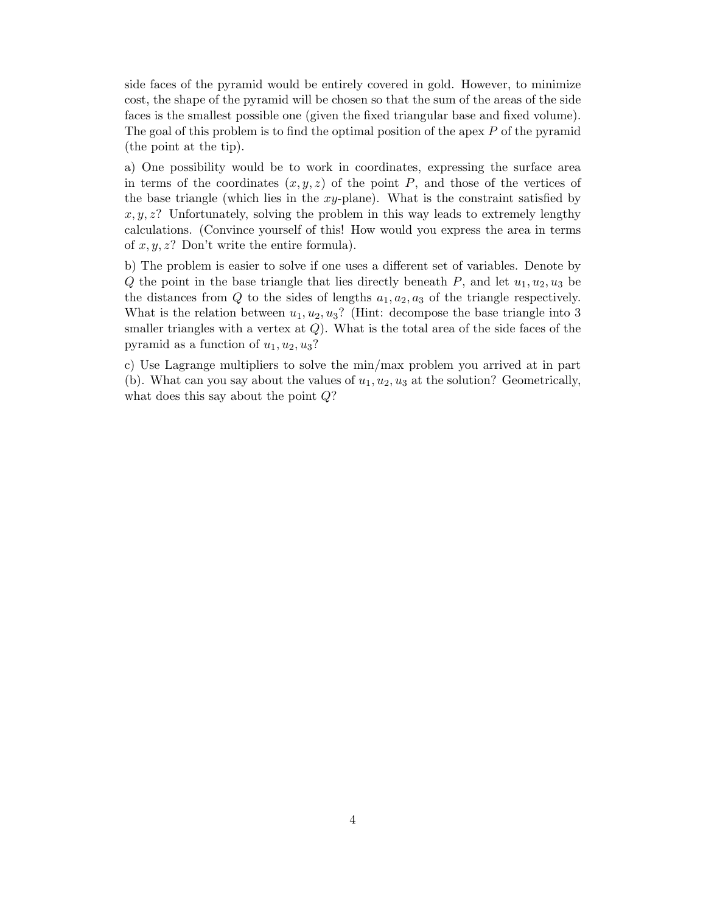side faces of the pyramid would be entirely covered in gold. However, to minimize cost, the shape of the pyramid will be chosen so that the sum of the areas of the side faces is the smallest possible one (given the fixed triangular base and fixed volume). The goal of this problem is to find the optimal position of the apex $P$ of the pyramid (the point at the tip).

a) One possibility would be to work in coordinates, expressing the surface area in terms of the coordinates $(x, y, z)$ of the point $P$, and those of the vertices of the base triangle (which lies in the $xy$-plane). What is the constraint satisfied by $x, y, z$? Unfortunately, solving the problem in this way leads to extremely lengthy calculations. (Convince yourself of this! How would you express the area in terms of $x, y, z$? Don't write the entire formula).

b) The problem is easier to solve if one uses a different set of variables. Denote by $Q$ the point in the base triangle that lies directly beneath $P$, and let $u_1, u_2, u_3$ be the distances from $Q$ to the sides of lengths $a_1, a_2, a_3$ of the triangle respectively. What is the relation between $u_1, u_2, u_3$? (Hint: decompose the base triangle into 3 smaller triangles with a vertex at $Q$). What is the total area of the side faces of the pyramid as a function of $u_1, u_2, u_3$?

c) Use Lagrange multipliers to solve the min/max problem you arrived at in part (b). What can you say about the values of $u_1, u_2, u_3$ at the solution? Geometrically, what does this say about the point $Q$?